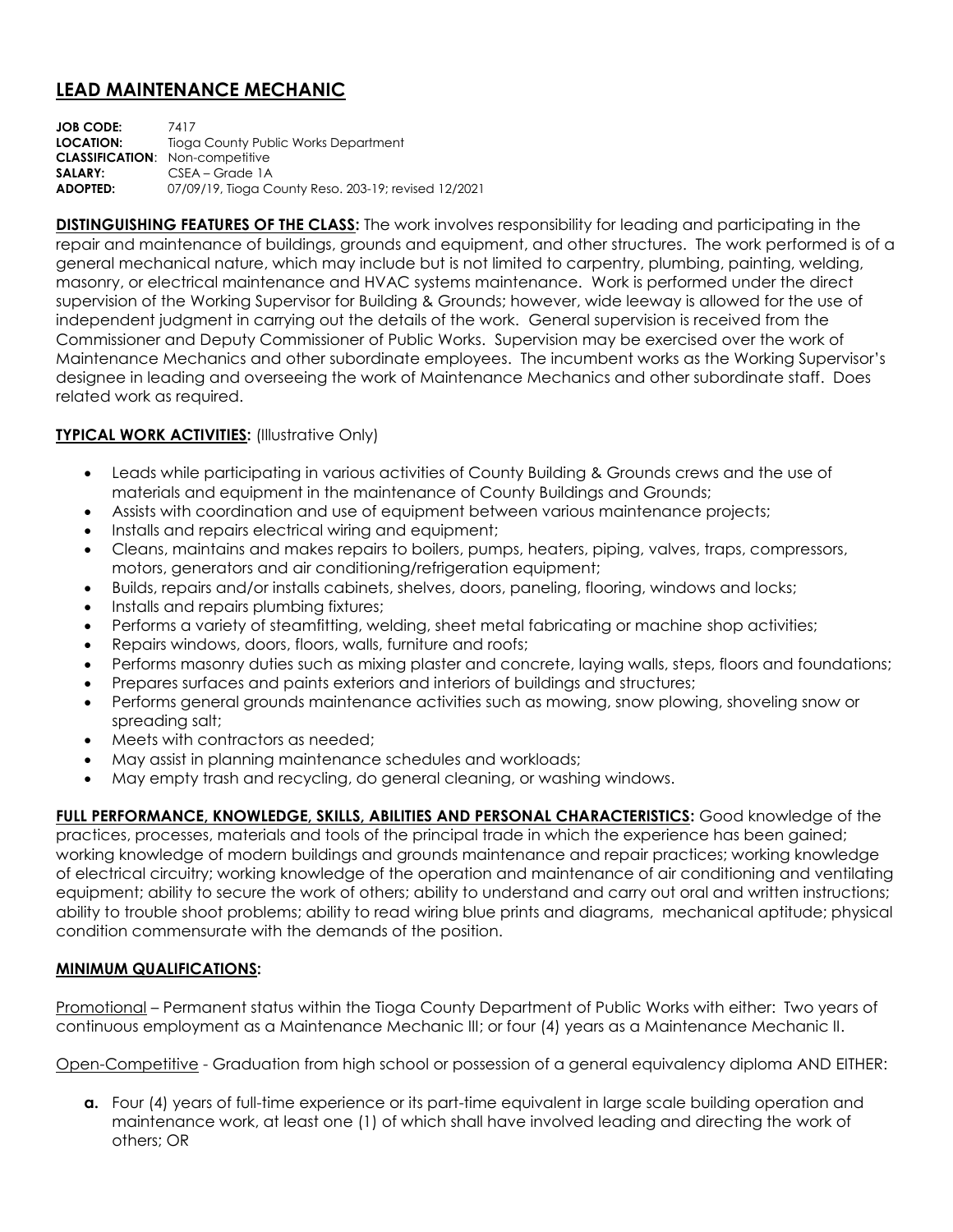# LEAD MAINTENANCE MECHANIC

**JOB CODE:** 7417
**LOCATION:** Tioga County Public Works Department
**CLASSIFICATION**: Non-competitive
**SALARY:** CSEA – Grade 1A
**ADOPTED:** 07/09/19, Tioga County Reso. 203-19; revised 12/2021

**DISTINGUISHING FEATURES OF THE CLASS:** The work involves responsibility for leading and participating in the repair and maintenance of buildings, grounds and equipment, and other structures. The work performed is of a general mechanical nature, which may include but is not limited to carpentry, plumbing, painting, welding, masonry, or electrical maintenance and HVAC systems maintenance. Work is performed under the direct supervision of the Working Supervisor for Building & Grounds; however, wide leeway is allowed for the use of independent judgment in carrying out the details of the work. General supervision is received from the Commissioner and Deputy Commissioner of Public Works. Supervision may be exercised over the work of Maintenance Mechanics and other subordinate employees. The incumbent works as the Working Supervisor's designee in leading and overseeing the work of Maintenance Mechanics and other subordinate staff. Does related work as required.

**TYPICAL WORK ACTIVITIES:** (Illustrative Only)

- Leads while participating in various activities of County Building & Grounds crews and the use of materials and equipment in the maintenance of County Buildings and Grounds;
- Assists with coordination and use of equipment between various maintenance projects;
- Installs and repairs electrical wiring and equipment;
- Cleans, maintains and makes repairs to boilers, pumps, heaters, piping, valves, traps, compressors, motors, generators and air conditioning/refrigeration equipment;
- Builds, repairs and/or installs cabinets, shelves, doors, paneling, flooring, windows and locks;
- Installs and repairs plumbing fixtures;
- Performs a variety of steamfitting, welding, sheet metal fabricating or machine shop activities;
- Repairs windows, doors, floors, walls, furniture and roofs;
- Performs masonry duties such as mixing plaster and concrete, laying walls, steps, floors and foundations;
- Prepares surfaces and paints exteriors and interiors of buildings and structures;
- Performs general grounds maintenance activities such as mowing, snow plowing, shoveling snow or spreading salt;
- Meets with contractors as needed;
- May assist in planning maintenance schedules and workloads;
- May empty trash and recycling, do general cleaning, or washing windows.

**FULL PERFORMANCE, KNOWLEDGE, SKILLS, ABILITIES AND PERSONAL CHARACTERISTICS:** Good knowledge of the practices, processes, materials and tools of the principal trade in which the experience has been gained; working knowledge of modern buildings and grounds maintenance and repair practices; working knowledge of electrical circuitry; working knowledge of the operation and maintenance of air conditioning and ventilating equipment; ability to secure the work of others; ability to understand and carry out oral and written instructions; ability to trouble shoot problems; ability to read wiring blue prints and diagrams, mechanical aptitude; physical condition commensurate with the demands of the position.

**MINIMUM QUALIFICATIONS:**

Promotional – Permanent status within the Tioga County Department of Public Works with either: Two years of continuous employment as a Maintenance Mechanic III; or four (4) years as a Maintenance Mechanic II.

Open-Competitive - Graduation from high school or possession of a general equivalency diploma AND EITHER:

**a.** Four (4) years of full-time experience or its part-time equivalent in large scale building operation and maintenance work, at least one (1) of which shall have involved leading and directing the work of others; OR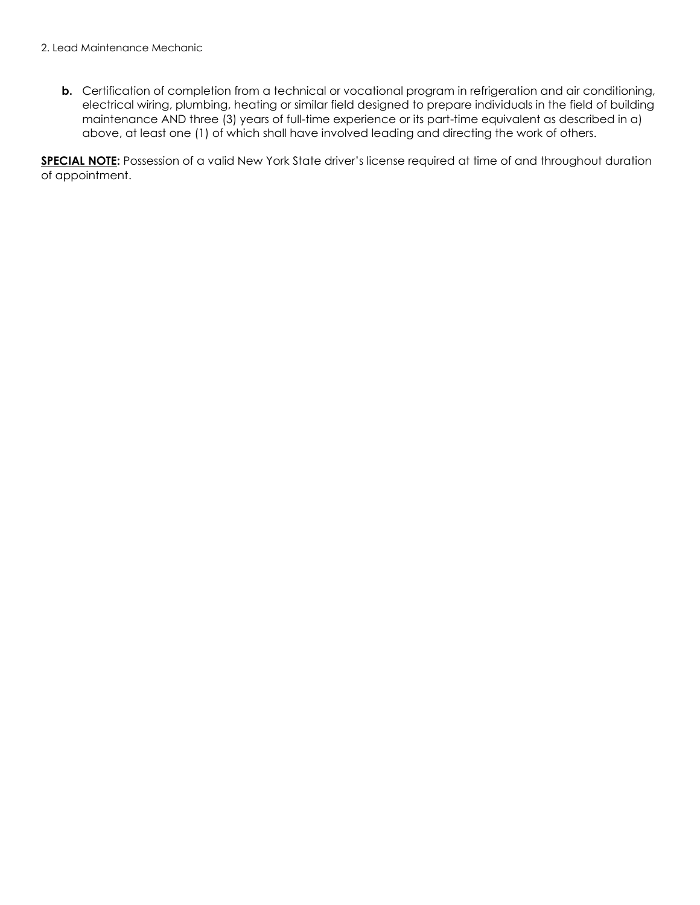**b.** Certification of completion from a technical or vocational program in refrigeration and air conditioning, electrical wiring, plumbing, heating or similar field designed to prepare individuals in the field of building maintenance AND three (3) years of full-time experience or its part-time equivalent as described in a) above, at least one (1) of which shall have involved leading and directing the work of others.

**SPECIAL NOTE:** Possession of a valid New York State driver's license required at time of and throughout duration of appointment.